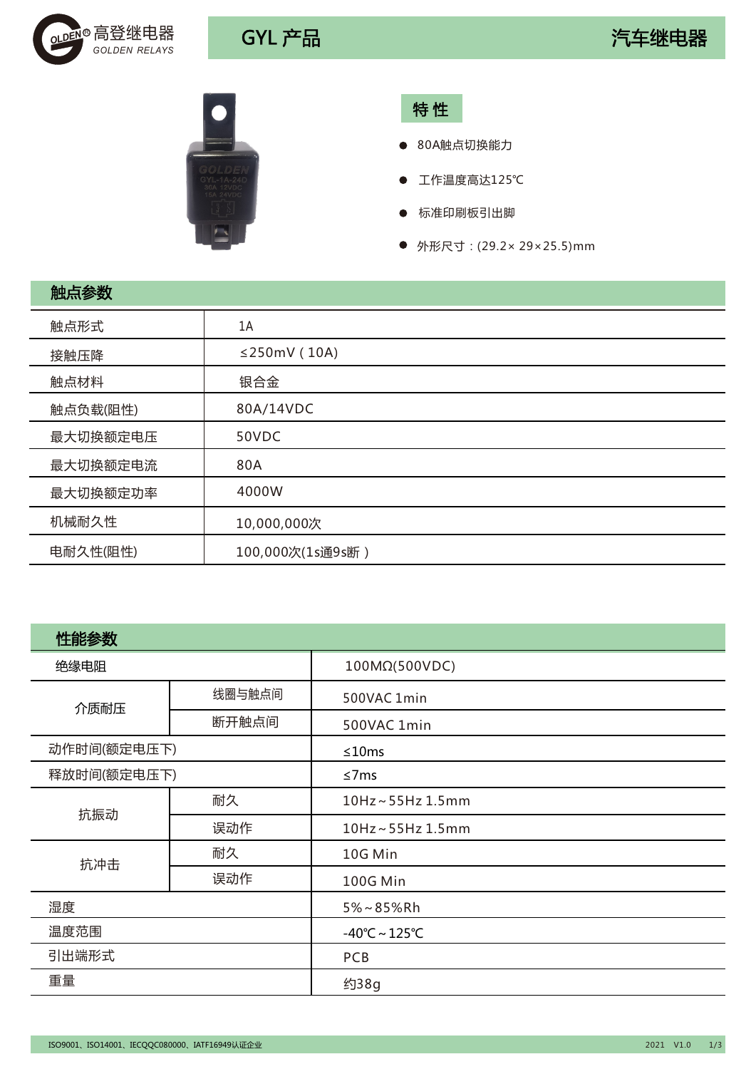# GYL 产品　　汽车继电器

## 特 性

- 80A触点切换能力
- 工作温度高达125℃
- 标准印刷板引出脚
- 外形尺寸：(29.2× 29×25.5)mm

## 触点参数

| 触点参数 | |
|---|---|
| 触点形式 | 1A |
| 接触压降 | ≤250mV ( 10A) |
| 触点材料 | 银合金 |
| 触点负载(阻性) | 80A/14VDC |
| 最大切换额定电压 | 50VDC |
| 最大切换额定电流 | 80A |
| 最大切换额定功率 | 4000W |
| 机械耐久性 | 10,000,000次 |
| 电耐久性(阻性) | 100,000次(1s通9s断 ) |

## 性能参数

| 性能参数 | | |
|---|---|---|
| 绝缘电阻 | | 100MΩ(500VDC) |
| 介质耐压 | 线圈与触点间 | 500VAC 1min |
| | 断开触点间 | 500VAC 1min |
| 动作时间(额定电压下) | | ≤10ms |
| 释放时间(额定电压下) | | ≤7ms |
| 抗振动 | 耐久 | 10Hz～55Hz 1.5mm |
| | 误动作 | 10Hz～55Hz 1.5mm |
| 抗冲击 | 耐久 | 10G Min |
| | 误动作 | 100G Min |
| 湿度 | | 5%～85%Rh |
| 温度范围 | | -40℃～125℃ |
| 引出端形式 | | PCB |
| 重量 | | 约38g |

ISO9001、ISO14001、IECQQC080000、IATF16949认证企业　　2021 V1.0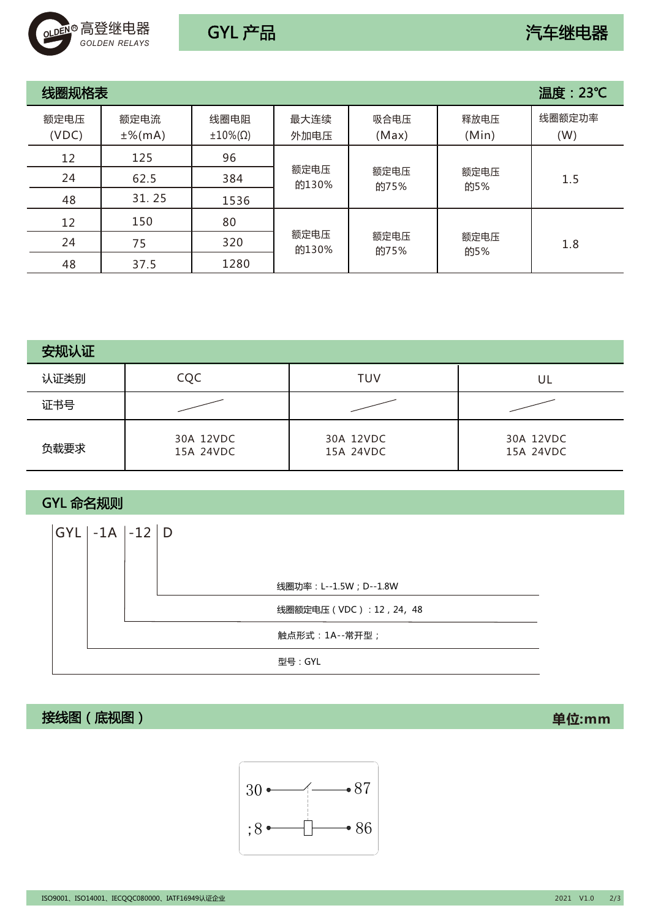## 线圈规格表

温度：23℃

| 额定电压 (VDC) | 额定电流 ±%(mA) | 线圈电阻 ±10%(Ω) | 最大连续外加电压 | 吸合电压 (Max) | 释放电压 (Min) | 线圈额定功率 (W) |
|---|---|---|---|---|---|---|
| 12 | 125 | 96 | 额定电压的130% | 额定电压的75% | 额定电压的5% | 1.5 |
| 24 | 62.5 | 384 | | | | |
| 48 | 31. 25 | 1536 | | | | |
| 12 | 150 | 80 | 额定电压的130% | 额定电压的75% | 额定电压的5% | 1.8 |
| 24 | 75 | 320 | | | | |
| 48 | 37.5 | 1280 | | | | |

## 安规认证

| 认证类别 | CQC | TUV | UL |
|---|---|---|---|
| 证书号 | / | / | / |
| 负载要求 | 30A 12VDC<br>15A 24VDC | 30A 12VDC<br>15A 24VDC | 30A 12VDC<br>15A 24VDC |

## GYL 命名规则

GYL -1A -12 D

- D：线圈功率：L--1.5W；D--1.8W
- -12：线圈额定电压（VDC）：12，24，48
- -1A：触点形式：1A--常开型；
- GYL：型号：GYL

## 接线图（底视图）

单位:mm

30 —— 87

;8 —— 86

ISO9001、ISO14001、IECQQC080000、IATF16949认证企业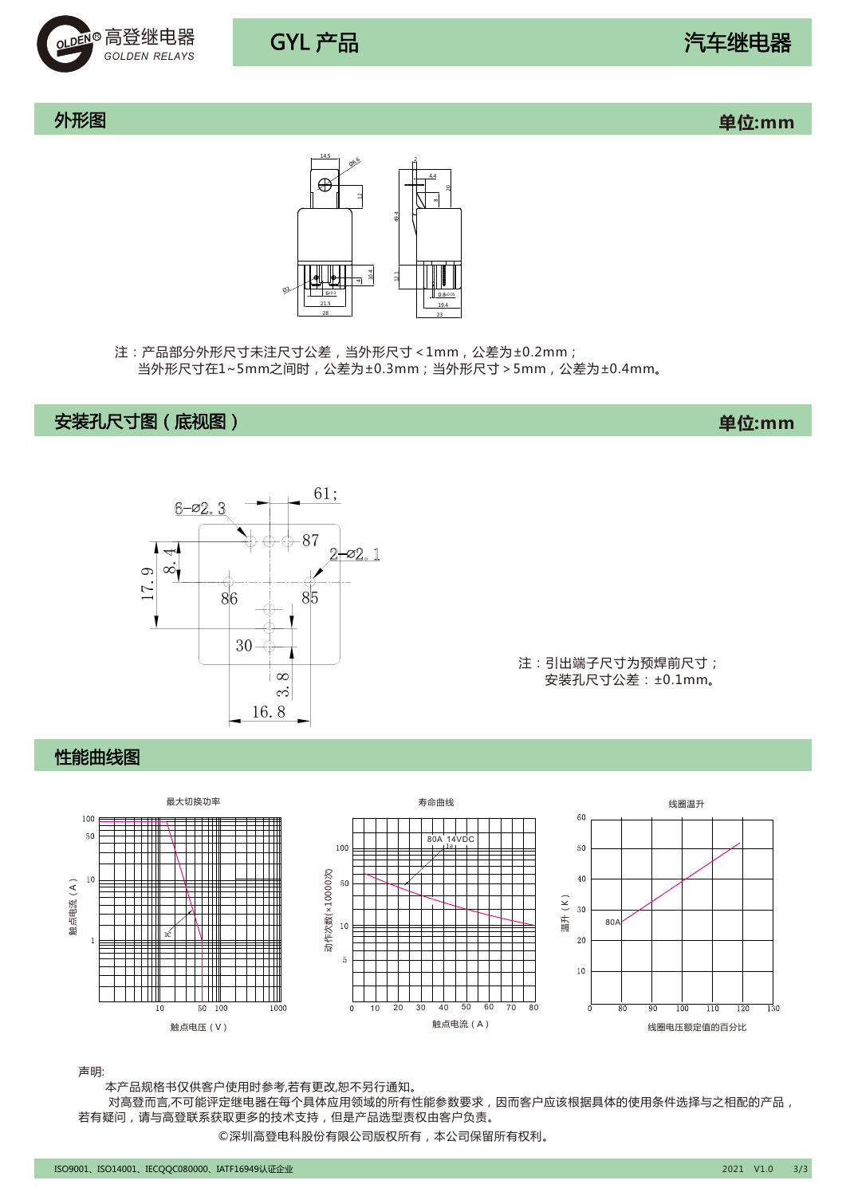## 外形图

单位:mm

注：产品部分外形尺寸未注尺寸公差，当外形尺寸＜1mm，公差为±0.2mm；
当外形尺寸在1~5mm之间时，公差为±0.3mm；当外形尺寸＞5mm，公差为±0.4mm。

## 安装孔尺寸图（底视图）

单位:mm

注：引出端子尺寸为预焊前尺寸；
安装孔尺寸公差：±0.1mm。

## 性能曲线图

声明:

本产品规格书仅供客户使用时参考,若有更改,恕不另行通知。

对高登而言,不可能评定继电器在每个具体应用领域的所有性能参数要求，因而客户应该根据具体的使用条件选择与之相配的产品，若有疑问，请与高登联系获取更多的技术支持，但是产品选型责任由客户负责。

©深圳高登电科股份有限公司版权所有，本公司保留所有权利。

ISO9001、ISO14001、IECQQC080000、IATF16949认证企业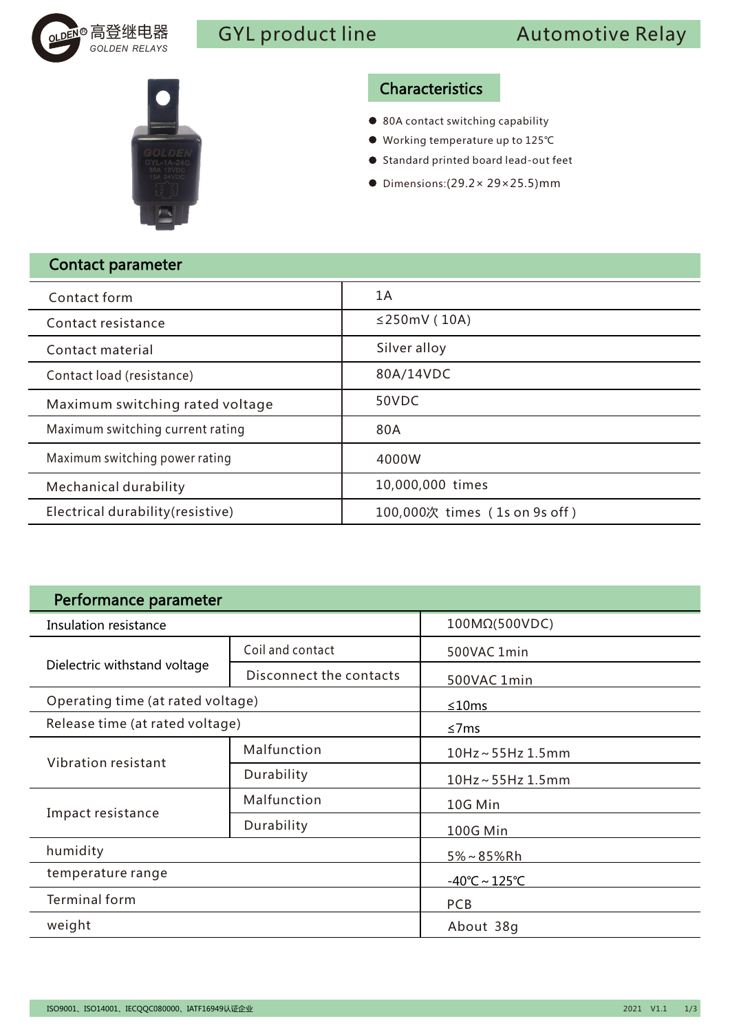# GYL product line — Automotive Relay

## Characteristics

- 80A contact switching capability
- Working temperature up to 125℃
- Standard printed board lead-out feet
- Dimensions:(29.2× 29×25.5)mm

## Contact parameter

| Parameter | Value |
|---|---|
| Contact form | 1A |
| Contact resistance | ≤250mV ( 10A) |
| Contact material | Silver alloy |
| Contact load (resistance) | 80A/14VDC |
| Maximum switching rated voltage | 50VDC |
| Maximum switching current rating | 80A |
| Maximum switching power rating | 4000W |
| Mechanical durability | 10,000,000 times |
| Electrical durability(resistive) | 100,000次 times（1s on 9s off） |

## Performance parameter

| Parameter | | Value |
|---|---|---|
| Insulation resistance | | 100MΩ(500VDC) |
| Dielectric withstand voltage | Coil and contact | 500VAC 1min |
| | Disconnect the contacts | 500VAC 1min |
| Operating time (at rated voltage) | | ≤10ms |
| Release time (at rated voltage) | | ≤7ms |
| Vibration resistant | Malfunction | 10Hz～55Hz 1.5mm |
| | Durability | 10Hz～55Hz 1.5mm |
| Impact resistance | Malfunction | 10G Min |
| | Durability | 100G Min |
| humidity | | 5%～85%Rh |
| temperature range | | -40℃～125℃ |
| Terminal form | | PCB |
| weight | | About 38g |

ISO9001、ISO14001、IECQQC080000、IATF16949认证企业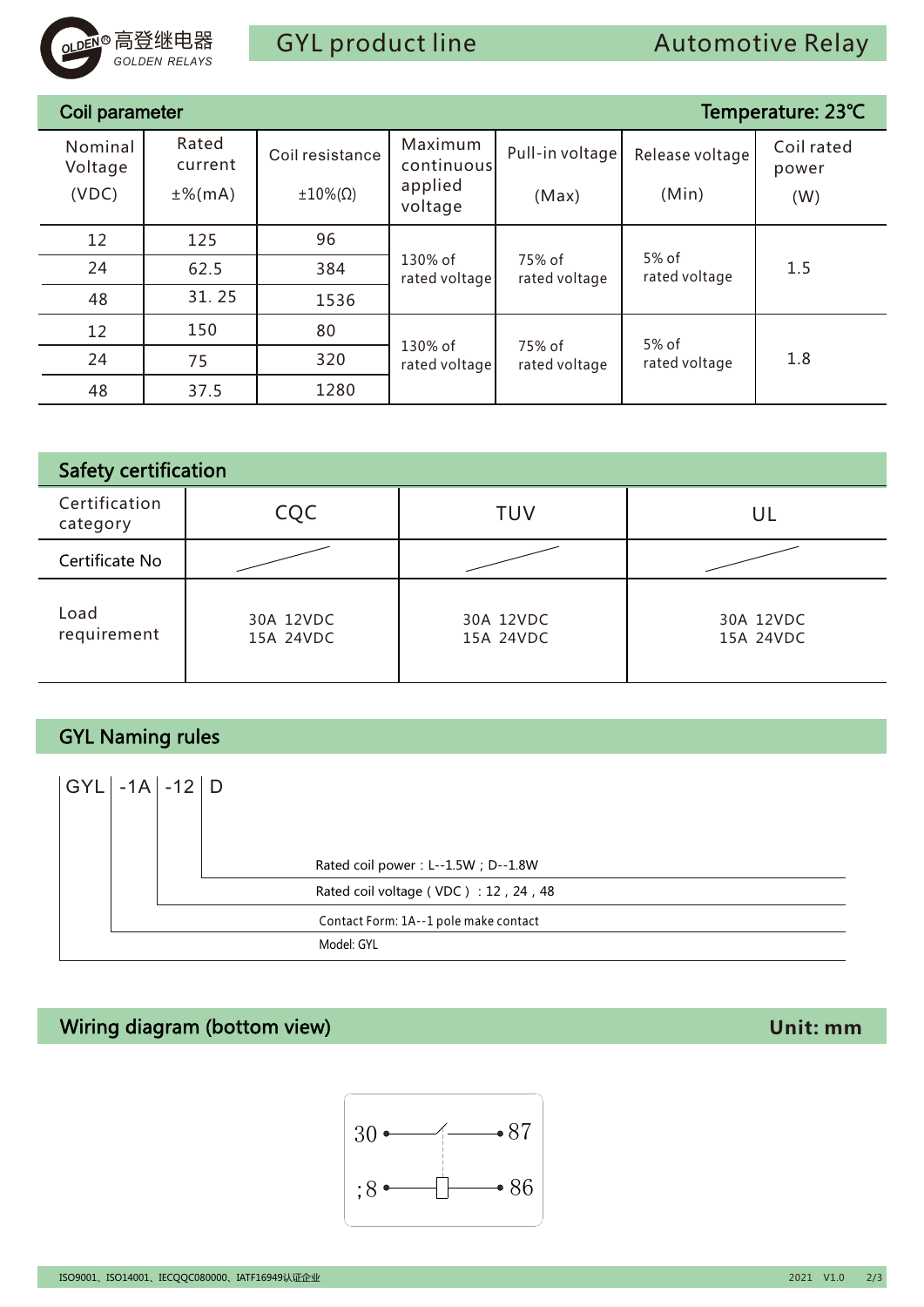GYL product line — Automotive Relay

## Coil parameter

Temperature: 23℃

| Nominal Voltage (VDC) | Rated current ±%(mA) | Coil resistance ±10%(Ω) | Maximum continuous applied voltage | Pull-in voltage (Max) | Release voltage (Min) | Coil rated power (W) |
|---|---|---|---|---|---|---|
| 12 | 125 | 96 | 130% of rated voltage | 75% of rated voltage | 5% of rated voltage | 1.5 |
| 24 | 62.5 | 384 | | | | |
| 48 | 31. 25 | 1536 | | | | |
| 12 | 150 | 80 | 130% of rated voltage | 75% of rated voltage | 5% of rated voltage | 1.8 |
| 24 | 75 | 320 | | | | |
| 48 | 37.5 | 1280 | | | | |

## Safety certification

| Certification category | CQC | TUV | UL |
|---|---|---|---|
| Certificate No | / | / | / |
| Load requirement | 30A 12VDC<br>15A 24VDC | 30A 12VDC<br>15A 24VDC | 30A 12VDC<br>15A 24VDC |

## GYL Naming rules

GYL | -1A | -12 | D

- Rated coil power：L--1.5W；D--1.8W
- Rated coil voltage（VDC）：12，24，48
- Contact Form: 1A--1 pole make contact
- Model: GYL

## Wiring diagram (bottom view)

Unit: mm

30 — 87

;8 — 86

ISO9001、ISO14001、IECQQC080000、IATF16949认证企业 2021 V1.0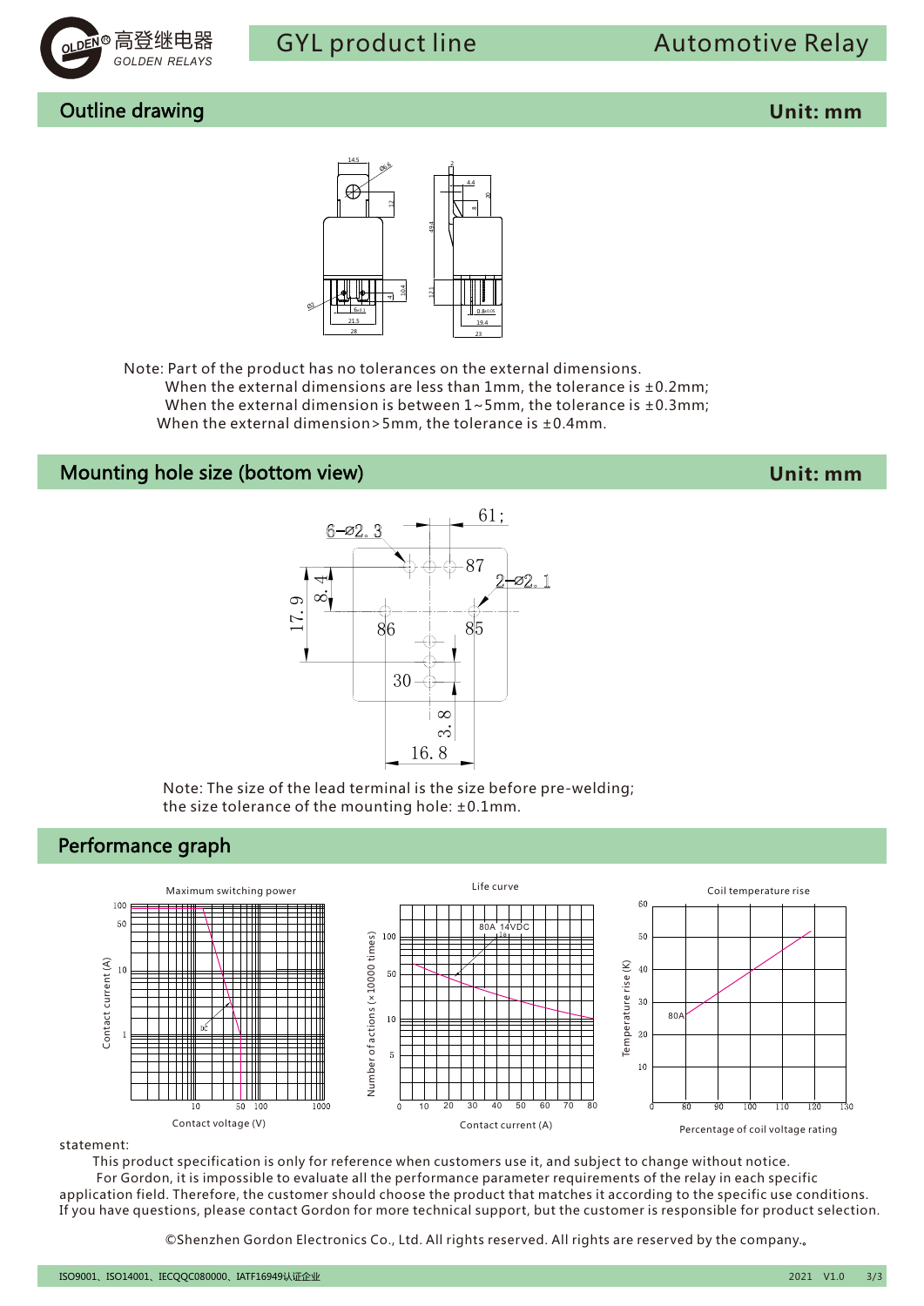## Outline drawing

**Unit: mm**

14.5
Ø6.8
12
2
4.4
20
8
49.4
10.4
4
12.1
Ø2
6±0.1
21.5
28
0.8±0.05
19.4
23

Note: Part of the product has no tolerances on the external dimensions.
When the external dimensions are less than 1mm, the tolerance is ±0.2mm;
When the external dimension is between 1~5mm, the tolerance is ±0.3mm;
When the external dimension>5mm, the tolerance is ±0.4mm.

## Mounting hole size (bottom view)

**Unit: mm**

6-Ø2.3
61;
87
2-Ø2.1
8.4
17.9
86
85
30
3.8
16.8

Note: The size of the lead terminal is the size before pre-welding;
the size tolerance of the mounting hole: ±0.1mm.

## Performance graph

Maximum switching power
Contact current (A)
100
50
10
1
10
50
100
1000
Contact voltage (V)

Life curve
Number of actions (×10000 times)
80A 14VDC
100
50
10
5
0
10
20
30
40
50
60
70
80
Contact current (A)

Coil temperature rise
Temperature rise (K)
60
50
40
30
20
10
80A
0
80
90
100
110
120
130
Percentage of coil voltage rating

statement:

This product specification is only for reference when customers use it, and subject to change without notice.

For Gordon, it is impossible to evaluate all the performance parameter requirements of the relay in each specific application field. Therefore, the customer should choose the product that matches it according to the specific use conditions. If you have questions, please contact Gordon for more technical support, but the customer is responsible for product selection.

©Shenzhen Gordon Electronics Co., Ltd. All rights reserved. All rights are reserved by the company.。

ISO9001、ISO14001、IECQQC080000、IATF16949认证企业　　2021 V1.0